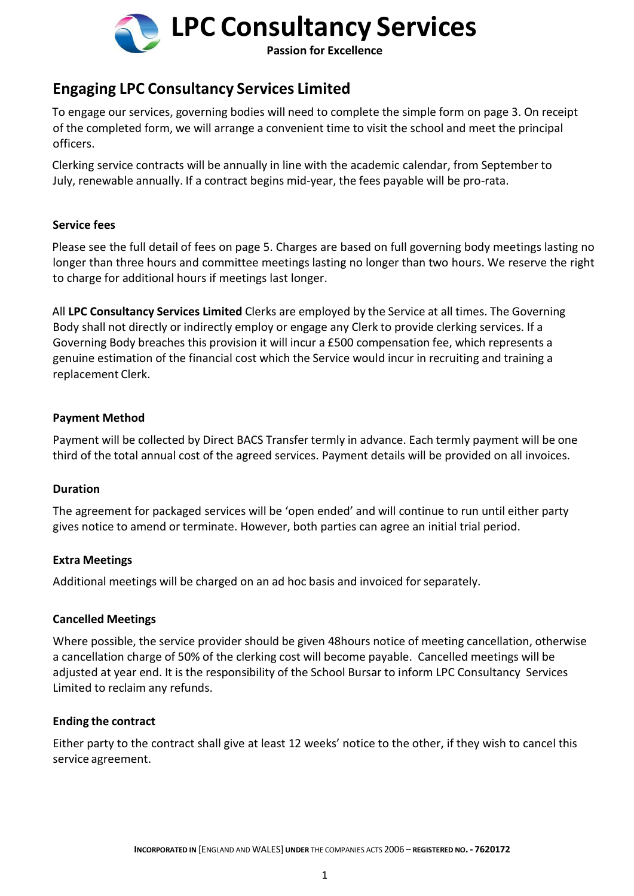# LPC Consultancy Services

**Passion for Excellence**

## Engaging LPC Consultancy Services Limited

To engage our services, governing bodies will need to complete the simple form on page 3. On receipt of the completed form, we will arrange a convenient time to visit the school and meet the principal officers.

Clerking service contracts will be annually in line with the academic calendar, from September to July, renewable annually. If a contract begins mid-year, the fees payable will be pro-rata.

### Service fees

Please see the full detail of fees on page 5. Charges are based on full governing body meetings lasting no longer than three hours and committee meetings lasting no longer than two hours. We reserve the right to charge for additional hours if meetings last longer.

All **LPC Consultancy Services Limited** Clerks are employed by the Service at all times. The Governing Body shall not directly or indirectly employ or engage any Clerk to provide clerking services. If a Governing Body breaches this provision it will incur a £500 compensation fee, which represents a genuine estimation of the financial cost which the Service would incur in recruiting and training a replacement Clerk.

### Payment Method

Payment will be collected by Direct BACS Transfer termly in advance. Each termly payment will be one third of the total annual cost of the agreed services. Payment details will be provided on all invoices.

### Duration

The agreement for packaged services will be 'open ended' and will continue to run until either party gives notice to amend or terminate. However, both parties can agree an initial trial period.

### Extra Meetings

Additional meetings will be charged on an ad hoc basis and invoiced for separately.

### Cancelled Meetings

Where possible, the service provider should be given 48hours notice of meeting cancellation, otherwise a cancellation charge of 50% of the clerking cost will become payable. Cancelled meetings will be adjusted at year end. It is the responsibility of the School Bursar to inform LPC Consultancy Services Limited to reclaim any refunds.

### Ending the contract

Either party to the contract shall give at least 12 weeks' notice to the other, if they wish to cancel this service agreement.

**INCORPORATED IN** [ENGLAND AND WALES] **UNDER** THE COMPANIES ACTS 2006 – **REGISTERED NO. - 7620172**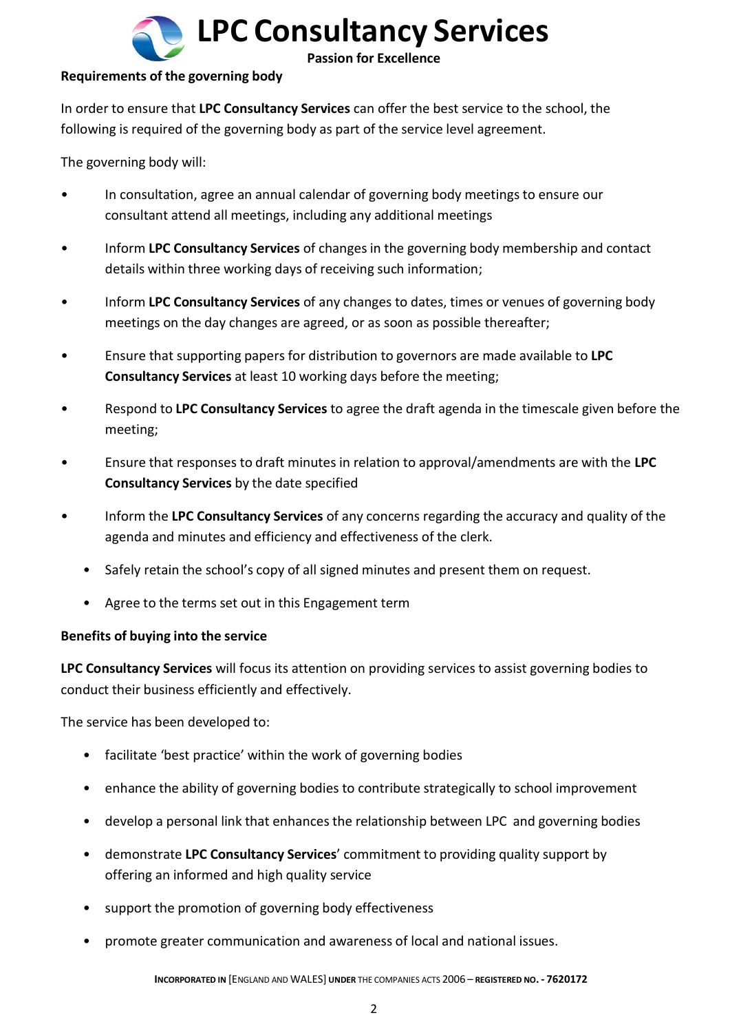**Requirements of the governing body**

In order to ensure that **LPC Consultancy Services** can offer the best service to the school, the following is required of the governing body as part of the service level agreement.

The governing body will:

- In consultation, agree an annual calendar of governing body meetings to ensure our consultant attend all meetings, including any additional meetings
- Inform **LPC Consultancy Services** of changes in the governing body membership and contact details within three working days of receiving such information;
- Inform **LPC Consultancy Services** of any changes to dates, times or venues of governing body meetings on the day changes are agreed, or as soon as possible thereafter;
- Ensure that supporting papers for distribution to governors are made available to **LPC Consultancy Services** at least 10 working days before the meeting;
- Respond to **LPC Consultancy Services** to agree the draft agenda in the timescale given before the meeting;
- Ensure that responses to draft minutes in relation to approval/amendments are with the **LPC Consultancy Services** by the date specified
- Inform the **LPC Consultancy Services** of any concerns regarding the accuracy and quality of the agenda and minutes and efficiency and effectiveness of the clerk.
- Safely retain the school's copy of all signed minutes and present them on request.
- Agree to the terms set out in this Engagement term

**Benefits of buying into the service**

**LPC Consultancy Services** will focus its attention on providing services to assist governing bodies to conduct their business efficiently and effectively.

The service has been developed to:

- facilitate 'best practice' within the work of governing bodies
- enhance the ability of governing bodies to contribute strategically to school improvement
- develop a personal link that enhances the relationship between LPC and governing bodies
- demonstrate **LPC Consultancy Services**' commitment to providing quality support by offering an informed and high quality service
- support the promotion of governing body effectiveness
- promote greater communication and awareness of local and national issues.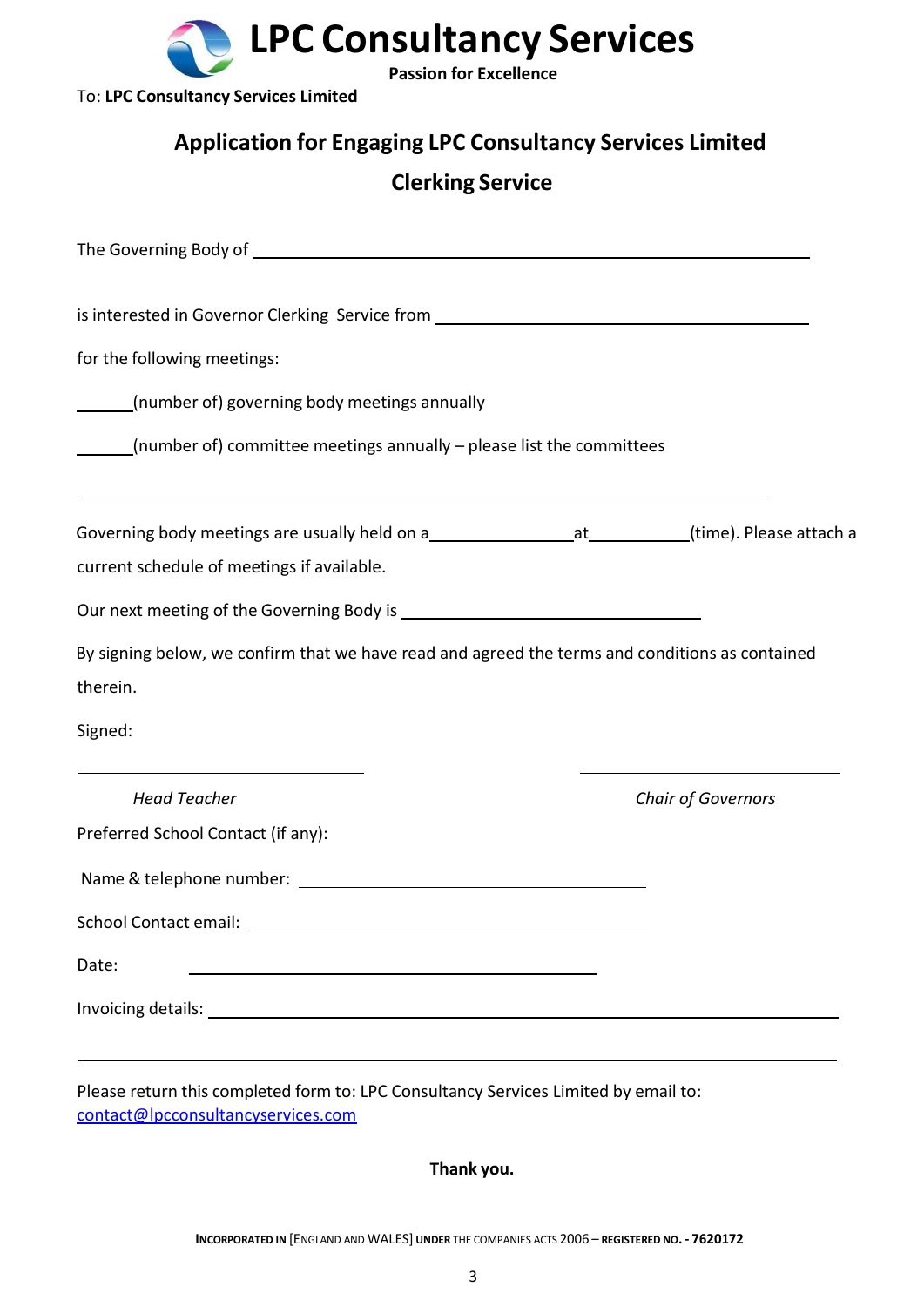# LPC Consultancy Services

**Passion for Excellence**

To: **LPC Consultancy Services Limited**

## Application for Engaging LPC Consultancy Services Limited

## Clerking Service

The Governing Body of \_\_\_\_\_\_\_\_\_\_\_\_\_\_\_\_\_\_\_\_\_\_\_\_\_\_\_\_\_\_\_\_\_\_\_\_\_\_\_\_\_\_\_\_\_\_\_\_

is interested in Governor Clerking Service from \_\_\_\_\_\_\_\_\_\_\_\_\_\_\_\_\_\_\_\_\_\_\_\_\_\_\_\_\_\_\_\_

for the following meetings:

\_\_\_\_\_\_(number of) governing body meetings annually

\_\_\_\_\_\_(number of) committee meetings annually – please list the committees

\_\_\_\_\_\_\_\_\_\_\_\_\_\_\_\_\_\_\_\_\_\_\_\_\_\_\_\_\_\_\_\_\_\_\_\_\_\_\_\_\_\_\_\_\_\_\_\_\_\_\_\_\_\_\_\_\_\_\_\_\_\_\_\_

Governing body meetings are usually held on a\_\_\_\_\_\_\_\_\_\_\_\_\_\_\_\_at\_\_\_\_\_\_\_\_\_\_\_(time). Please attach a current schedule of meetings if available.

Our next meeting of the Governing Body is \_\_\_\_\_\_\_\_\_\_\_\_\_\_\_\_\_\_\_\_\_\_\_\_\_\_\_\_\_\_\_\_\_\_\_

By signing below, we confirm that we have read and agreed the terms and conditions as contained therein.

Signed:

\_\_\_\_\_\_\_\_\_\_\_\_\_\_\_\_\_\_\_\_\_\_\_\_\_\_\_\_ \_\_\_\_\_\_\_\_\_\_\_\_\_\_\_\_\_\_\_\_\_\_\_\_\_\_\_\_

*Head Teacher* *Chair of Governors*

Preferred School Contact (if any):

Name & telephone number: \_\_\_\_\_\_\_\_\_\_\_\_\_\_\_\_\_\_\_\_\_\_\_\_\_\_\_\_\_\_\_\_\_\_\_\_\_\_\_

School Contact email: \_\_\_\_\_\_\_\_\_\_\_\_\_\_\_\_\_\_\_\_\_\_\_\_\_\_\_\_\_\_\_\_\_\_\_\_\_\_\_\_\_\_\_\_\_

Date: \_\_\_\_\_\_\_\_\_\_\_\_\_\_\_\_\_\_\_\_\_\_\_\_\_\_\_\_\_\_\_\_\_\_\_\_\_\_\_\_\_\_\_\_

Invoicing details: \_\_\_\_\_\_\_\_\_\_\_\_\_\_\_\_\_\_\_\_\_\_\_\_\_\_\_\_\_\_\_\_\_\_\_\_\_\_\_\_\_\_\_\_\_\_\_\_\_\_\_\_\_\_\_\_\_\_

\_\_\_\_\_\_\_\_\_\_\_\_\_\_\_\_\_\_\_\_\_\_\_\_\_\_\_\_\_\_\_\_\_\_\_\_\_\_\_\_\_\_\_\_\_\_\_\_\_\_\_\_\_\_\_\_\_\_\_\_\_\_\_\_\_\_\_\_\_\_\_\_\_

Please return this completed form to: LPC Consultancy Services Limited by email to: [contact@lpcconsultancyservices.com](mailto:contact@lpcconsultancyservices.com)

**Thank you.**

**INCORPORATED IN** [ENGLAND AND WALES] **UNDER** THE COMPANIES ACTS 2006 – **REGISTERED NO. - 7620172**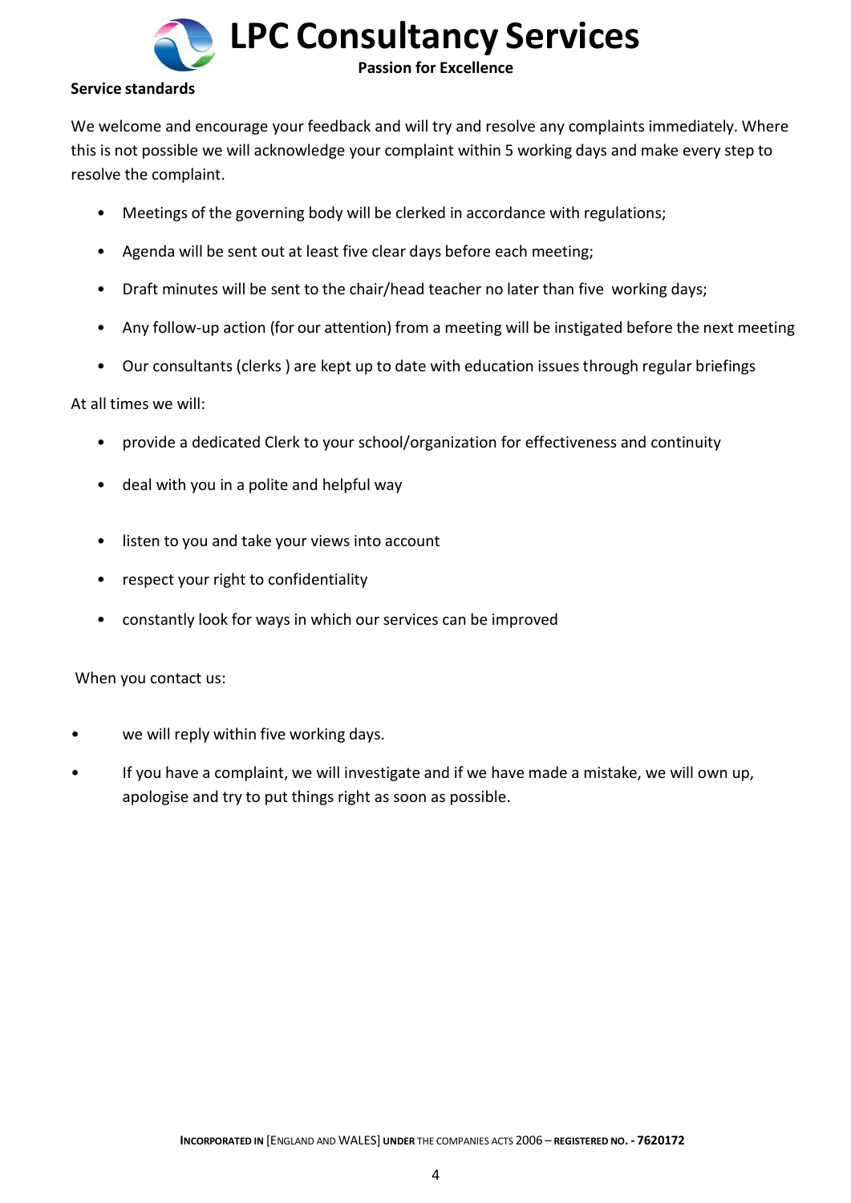**Service standards**

We welcome and encourage your feedback and will try and resolve any complaints immediately. Where this is not possible we will acknowledge your complaint within 5 working days and make every step to resolve the complaint.

- Meetings of the governing body will be clerked in accordance with regulations;
- Agenda will be sent out at least five clear days before each meeting;
- Draft minutes will be sent to the chair/head teacher no later than five working days;
- Any follow-up action (for our attention) from a meeting will be instigated before the next meeting
- Our consultants (clerks ) are kept up to date with education issues through regular briefings

At all times we will:

- provide a dedicated Clerk to your school/organization for effectiveness and continuity
- deal with you in a polite and helpful way
- listen to you and take your views into account
- respect your right to confidentiality
- constantly look for ways in which our services can be improved

When you contact us:

- we will reply within five working days.
- If you have a complaint, we will investigate and if we have made a mistake, we will own up, apologise and try to put things right as soon as possible.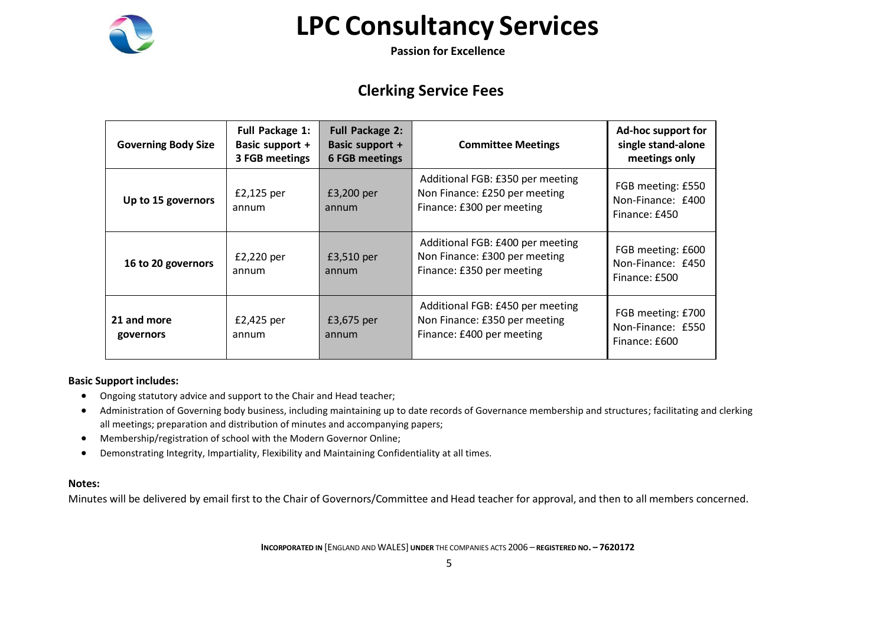# LPC Consultancy Services

**Passion for Excellence**

## Clerking Service Fees

| Governing Body Size | Full Package 1: Basic support + 3 FGB meetings | Full Package 2: Basic support + 6 FGB meetings | Committee Meetings | Ad-hoc support for single stand-alone meetings only |
|---|---|---|---|---|
| **Up to 15 governors** | £2,125 per annum | £3,200 per annum | Additional FGB: £350 per meeting<br>Non Finance: £250 per meeting<br>Finance: £300 per meeting | FGB meeting: £550<br>Non-Finance: £400<br>Finance: £450 |
| **16 to 20 governors** | £2,220 per annum | £3,510 per annum | Additional FGB: £400 per meeting<br>Non Finance: £300 per meeting<br>Finance: £350 per meeting | FGB meeting: £600<br>Non-Finance: £450<br>Finance: £500 |
| **21 and more governors** | £2,425 per annum | £3,675 per annum | Additional FGB: £450 per meeting<br>Non Finance: £350 per meeting<br>Finance: £400 per meeting | FGB meeting: £700<br>Non-Finance: £550<br>Finance: £600 |

**Basic Support includes:**

- Ongoing statutory advice and support to the Chair and Head teacher;
- Administration of Governing body business, including maintaining up to date records of Governance membership and structures; facilitating and clerking all meetings; preparation and distribution of minutes and accompanying papers;
- Membership/registration of school with the Modern Governor Online;
- Demonstrating Integrity, Impartiality, Flexibility and Maintaining Confidentiality at all times.

**Notes:**

Minutes will be delivered by email first to the Chair of Governors/Committee and Head teacher for approval, and then to all members concerned.

INCORPORATED IN [ENGLAND AND WALES] UNDER THE COMPANIES ACTS 2006 – REGISTERED NO. – 7620172